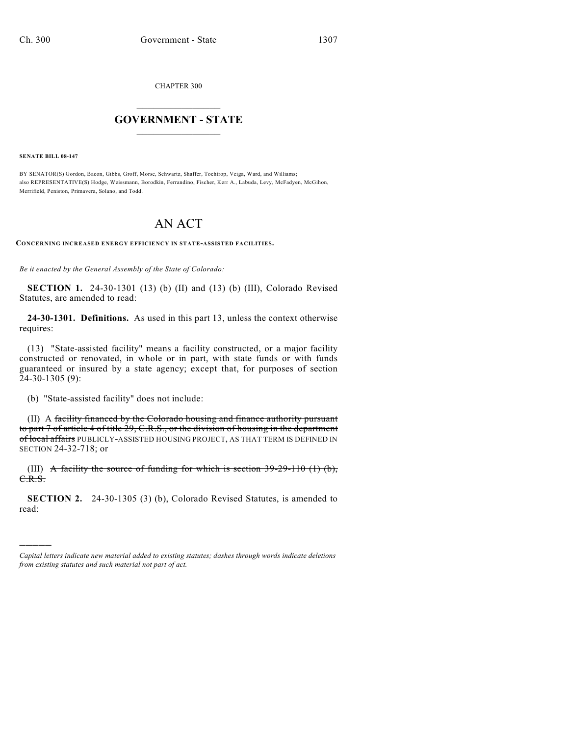CHAPTER 300

# GOVERNMENT - STATE

**SENATE BILL 08-147**

BY SENATOR(S) Gordon, Bacon, Gibbs, Groff, Morse, Schwartz, Shaffer, Tochtrop, Veiga, Ward, and Williams;
also REPRESENTATIVE(S) Hodge, Weissmann, Borodkin, Ferrandino, Fischer, Kerr A., Labuda, Levy, McFadyen, McGihon, Merrifield, Peniston, Primavera, Solano, and Todd.

# AN ACT

**CONCERNING INCREASED ENERGY EFFICIENCY IN STATE-ASSISTED FACILITIES.**

*Be it enacted by the General Assembly of the State of Colorado:*

**SECTION 1.** 24-30-1301 (13) (b) (II) and (13) (b) (III), Colorado Revised Statutes, are amended to read:

**24-30-1301. Definitions.** As used in this part 13, unless the context otherwise requires:

(13) "State-assisted facility" means a facility constructed, or a major facility constructed or renovated, in whole or in part, with state funds or with funds guaranteed or insured by a state agency; except that, for purposes of section 24-30-1305 (9):

(b) "State-assisted facility" does not include:

(II) A ~~facility financed by the Colorado housing and finance authority pursuant to part 7 of article 4 of title 29, C.R.S., or the division of housing in the department of local affairs~~ PUBLICLY-ASSISTED HOUSING PROJECT, AS THAT TERM IS DEFINED IN SECTION 24-32-718; or

(III) ~~A facility the source of funding for which is section 39-29-110 (1) (b), C.R.S.~~

**SECTION 2.** 24-30-1305 (3) (b), Colorado Revised Statutes, is amended to read:

---

*Capital letters indicate new material added to existing statutes; dashes through words indicate deletions from existing statutes and such material not part of act.*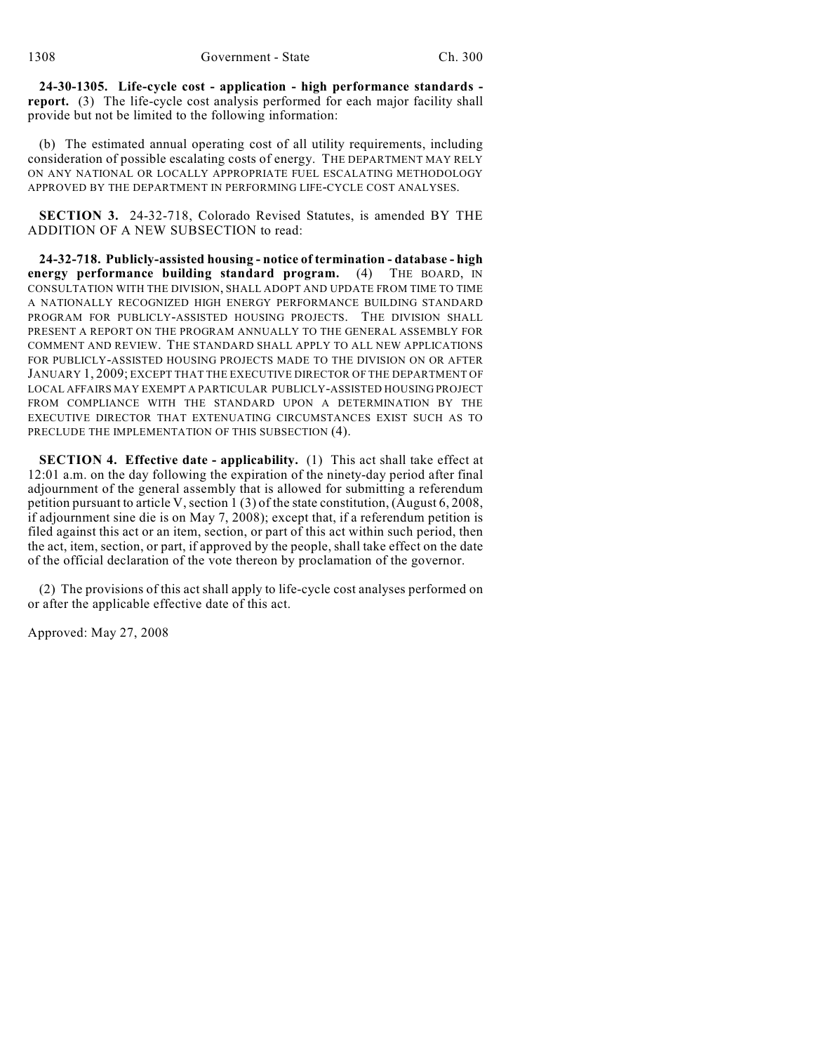**24-30-1305. Life-cycle cost - application - high performance standards - report.** (3) The life-cycle cost analysis performed for each major facility shall provide but not be limited to the following information:

(b) The estimated annual operating cost of all utility requirements, including consideration of possible escalating costs of energy. THE DEPARTMENT MAY RELY ON ANY NATIONAL OR LOCALLY APPROPRIATE FUEL ESCALATING METHODOLOGY APPROVED BY THE DEPARTMENT IN PERFORMING LIFE-CYCLE COST ANALYSES.

**SECTION 3.** 24-32-718, Colorado Revised Statutes, is amended BY THE ADDITION OF A NEW SUBSECTION to read:

**24-32-718. Publicly-assisted housing - notice of termination - database - high energy performance building standard program.** (4) THE BOARD, IN CONSULTATION WITH THE DIVISION, SHALL ADOPT AND UPDATE FROM TIME TO TIME A NATIONALLY RECOGNIZED HIGH ENERGY PERFORMANCE BUILDING STANDARD PROGRAM FOR PUBLICLY-ASSISTED HOUSING PROJECTS. THE DIVISION SHALL PRESENT A REPORT ON THE PROGRAM ANNUALLY TO THE GENERAL ASSEMBLY FOR COMMENT AND REVIEW. THE STANDARD SHALL APPLY TO ALL NEW APPLICATIONS FOR PUBLICLY-ASSISTED HOUSING PROJECTS MADE TO THE DIVISION ON OR AFTER JANUARY 1, 2009; EXCEPT THAT THE EXECUTIVE DIRECTOR OF THE DEPARTMENT OF LOCAL AFFAIRS MAY EXEMPT A PARTICULAR PUBLICLY-ASSISTED HOUSING PROJECT FROM COMPLIANCE WITH THE STANDARD UPON A DETERMINATION BY THE EXECUTIVE DIRECTOR THAT EXTENUATING CIRCUMSTANCES EXIST SUCH AS TO PRECLUDE THE IMPLEMENTATION OF THIS SUBSECTION (4).

**SECTION 4. Effective date - applicability.** (1) This act shall take effect at 12:01 a.m. on the day following the expiration of the ninety-day period after final adjournment of the general assembly that is allowed for submitting a referendum petition pursuant to article V, section 1 (3) of the state constitution, (August 6, 2008, if adjournment sine die is on May 7, 2008); except that, if a referendum petition is filed against this act or an item, section, or part of this act within such period, then the act, item, section, or part, if approved by the people, shall take effect on the date of the official declaration of the vote thereon by proclamation of the governor.

(2) The provisions of this act shall apply to life-cycle cost analyses performed on or after the applicable effective date of this act.

Approved: May 27, 2008